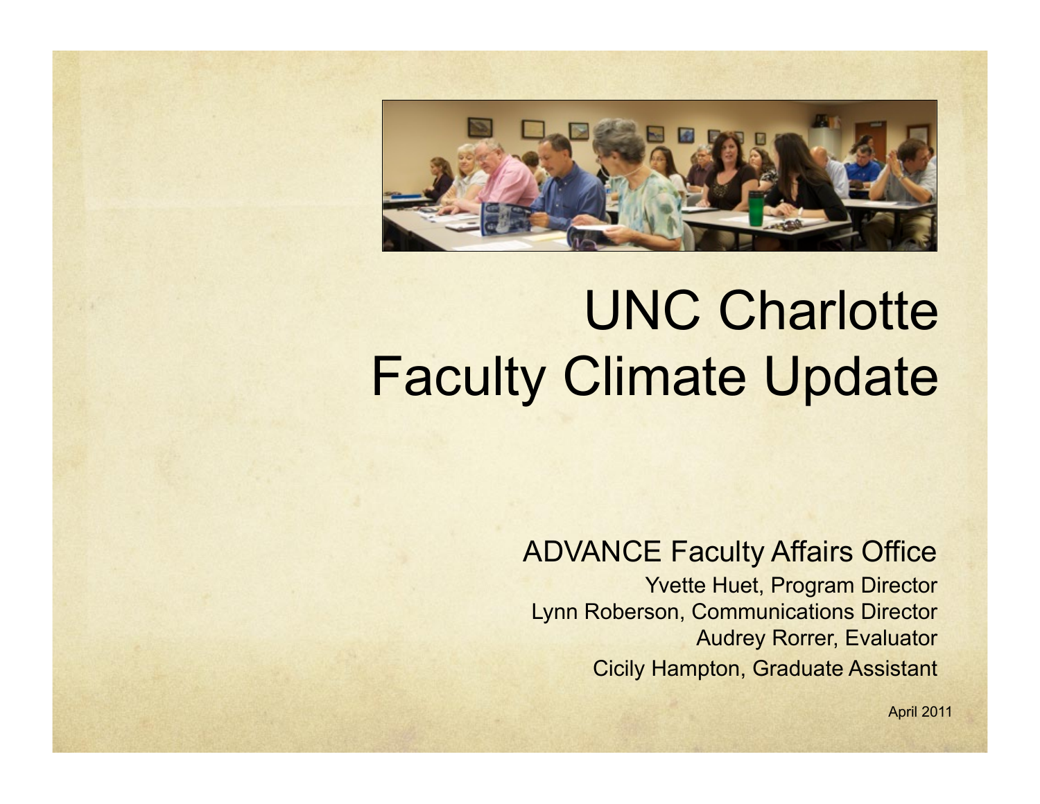# UNC Charlotte Faculty Climate Update

ADVANCE Faculty Affairs Office

Yvette Huet, Program Director
Lynn Roberson, Communications Director
Audrey Rorrer, Evaluator
Cicily Hampton, Graduate Assistant

April 2011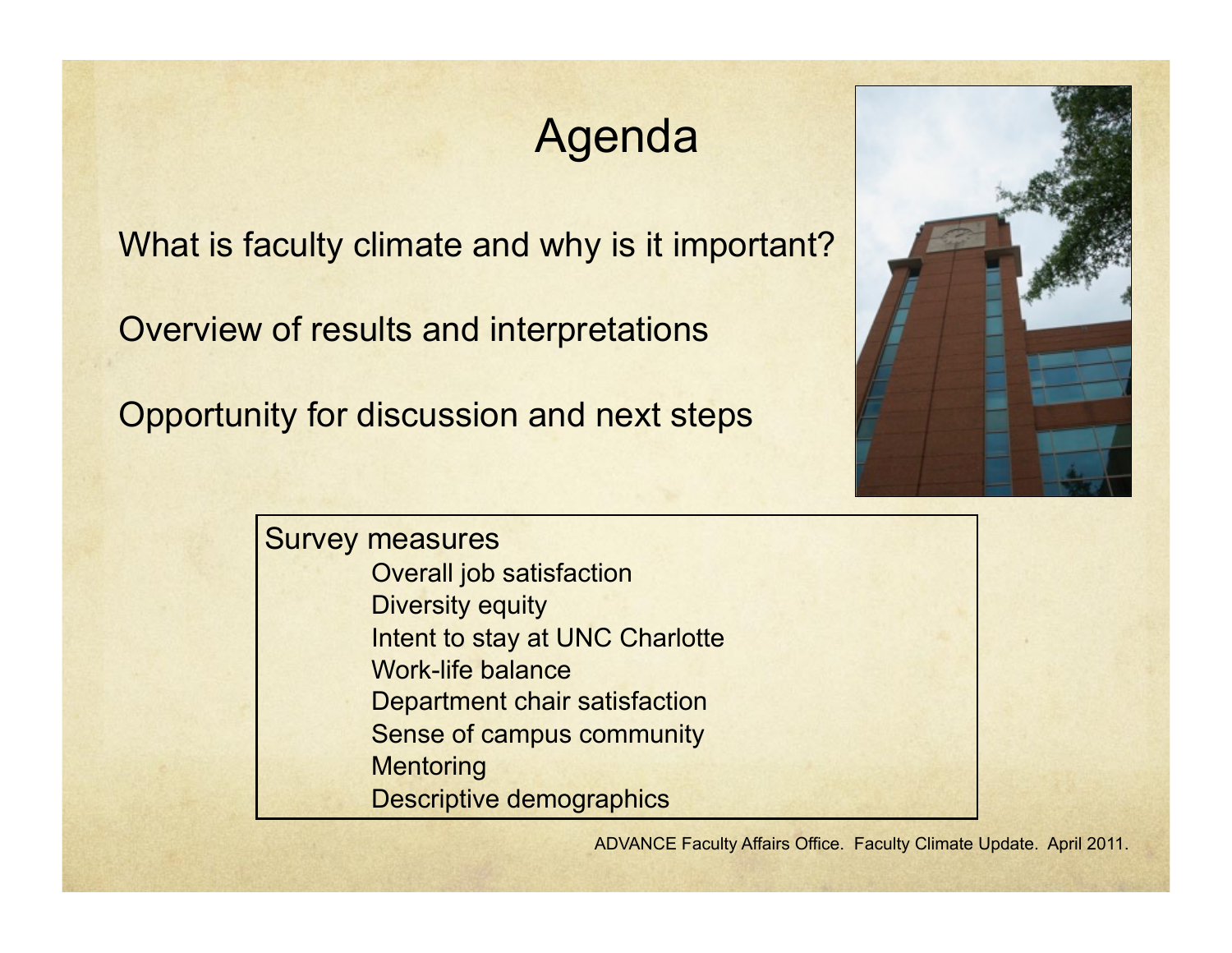# Agenda

What is faculty climate and why is it important?

Overview of results and interpretations

Opportunity for discussion and next steps

Survey measures

- Overall job satisfaction
- Diversity equity
- Intent to stay at UNC Charlotte
- Work-life balance
- Department chair satisfaction
- Sense of campus community
- Mentoring
- Descriptive demographics

ADVANCE Faculty Affairs Office. Faculty Climate Update. April 2011.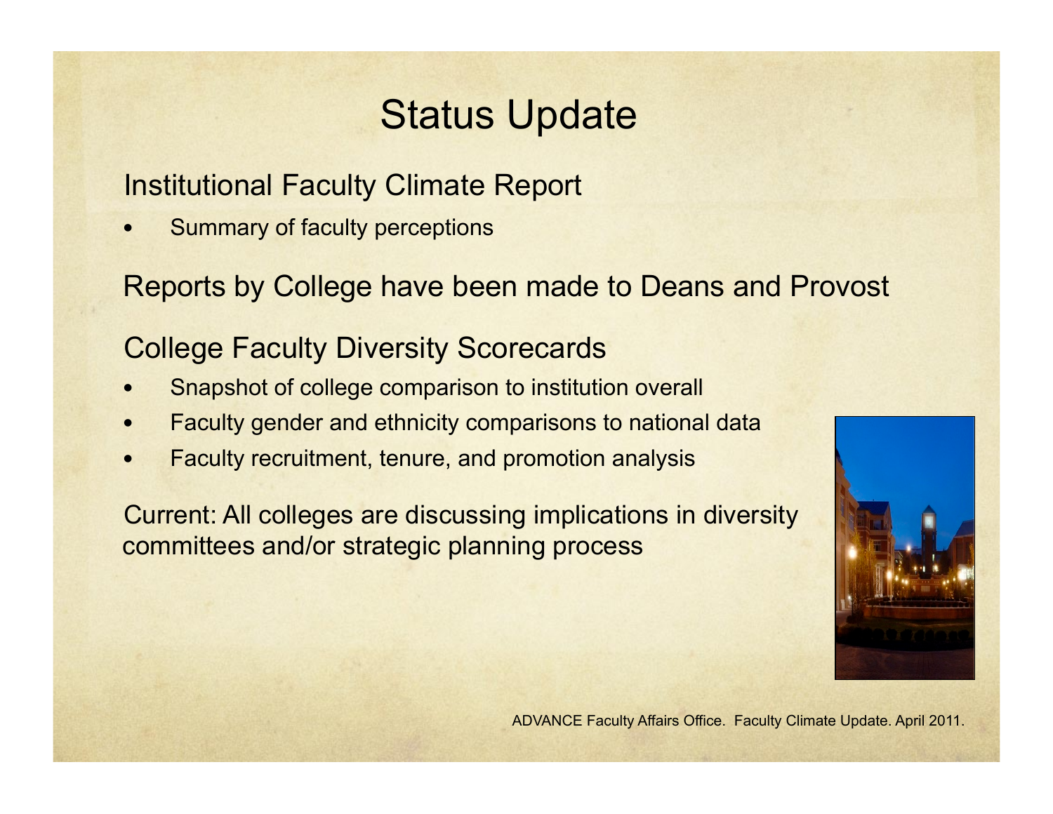# Status Update

Institutional Faculty Climate Report

- Summary of faculty perceptions

Reports by College have been made to Deans and Provost

College Faculty Diversity Scorecards

- Snapshot of college comparison to institution overall
- Faculty gender and ethnicity comparisons to national data
- Faculty recruitment, tenure, and promotion analysis

Current: All colleges are discussing implications in diversity committees and/or strategic planning process

ADVANCE Faculty Affairs Office. Faculty Climate Update. April 2011.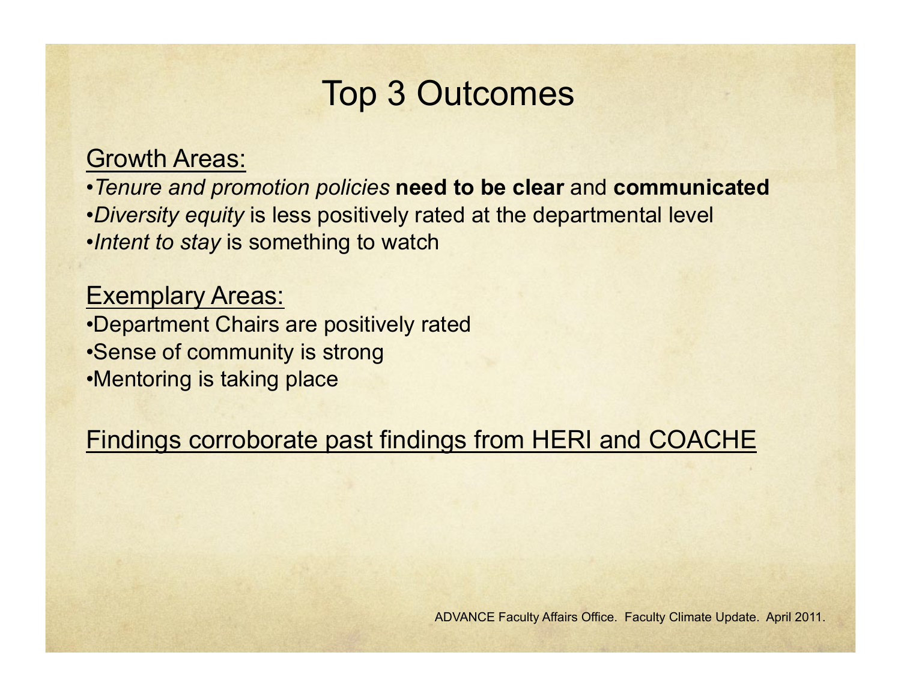# Top 3 Outcomes

Growth Areas:

- *Tenure and promotion policies* **need to be clear** and **communicated**
- *Diversity equity* is less positively rated at the departmental level
- *Intent to stay* is something to watch

Exemplary Areas:

- Department Chairs are positively rated
- Sense of community is strong
- Mentoring is taking place

Findings corroborate past findings from HERI and COACHE

ADVANCE Faculty Affairs Office. Faculty Climate Update. April 2011.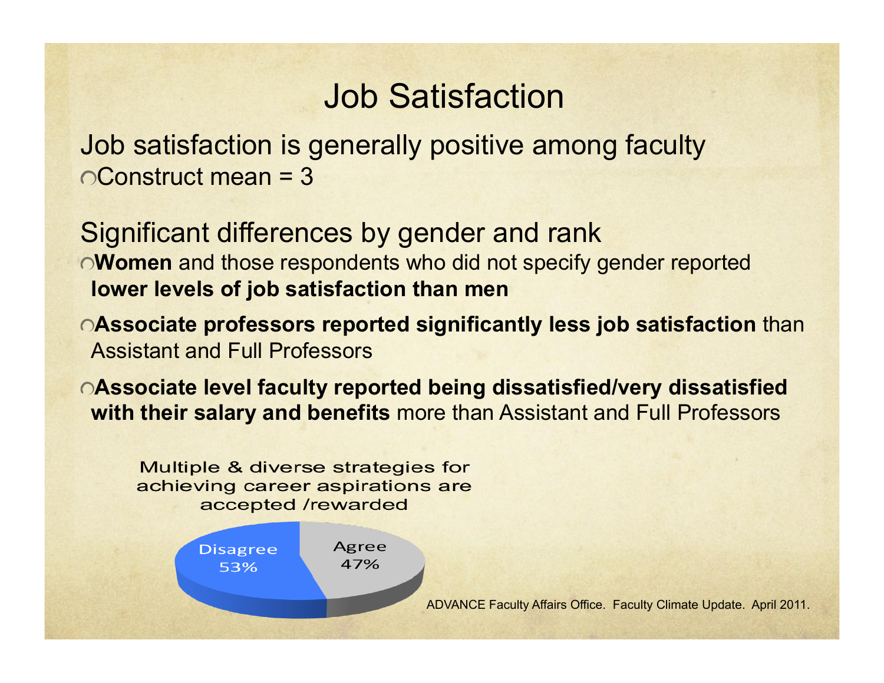# Job Satisfaction

Job satisfaction is generally positive among faculty

- Construct mean = 3

Significant differences by gender and rank

- **Women** and those respondents who did not specify gender reported **lower levels of job satisfaction than men**
- **Associate professors reported significantly less job satisfaction** than Assistant and Full Professors
- **Associate level faculty reported being dissatisfied/very dissatisfied with their salary and benefits** more than Assistant and Full Professors

Multiple & diverse strategies for achieving career aspirations are accepted /rewarded

| Response | Percent |
| --- | --- |
| Disagree | 53% |
| Agree | 47% |

ADVANCE Faculty Affairs Office. Faculty Climate Update. April 2011.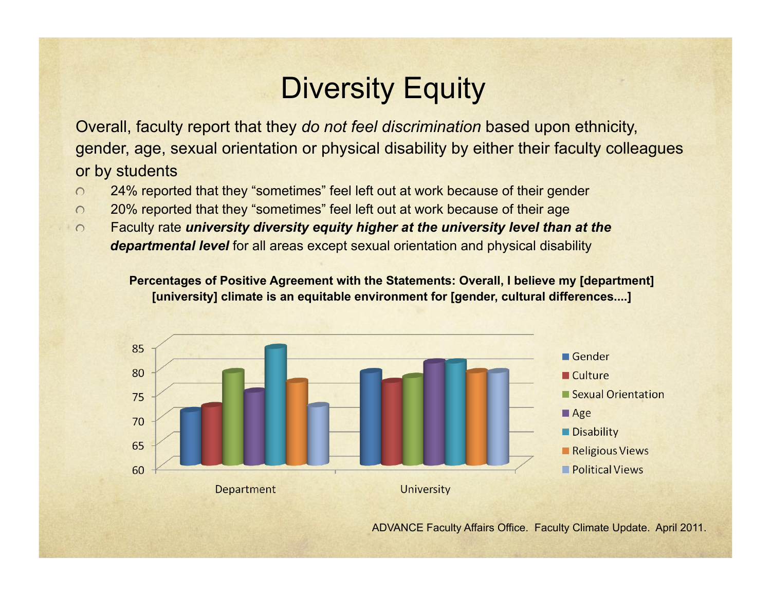# Diversity Equity

Overall, faculty report that they *do not feel discrimination* based upon ethnicity, gender, age, sexual orientation or physical disability by either their faculty colleagues or by students

- 24% reported that they "sometimes" feel left out at work because of their gender
- 20% reported that they "sometimes" feel left out at work because of their age
- Faculty rate ***university diversity equity higher at the university level than at the departmental level*** for all areas except sexual orientation and physical disability

**Percentages of Positive Agreement with the Statements: Overall, I believe my [department] [university] climate is an equitable environment for [gender, cultural differences....]**

ADVANCE Faculty Affairs Office. Faculty Climate Update. April 2011.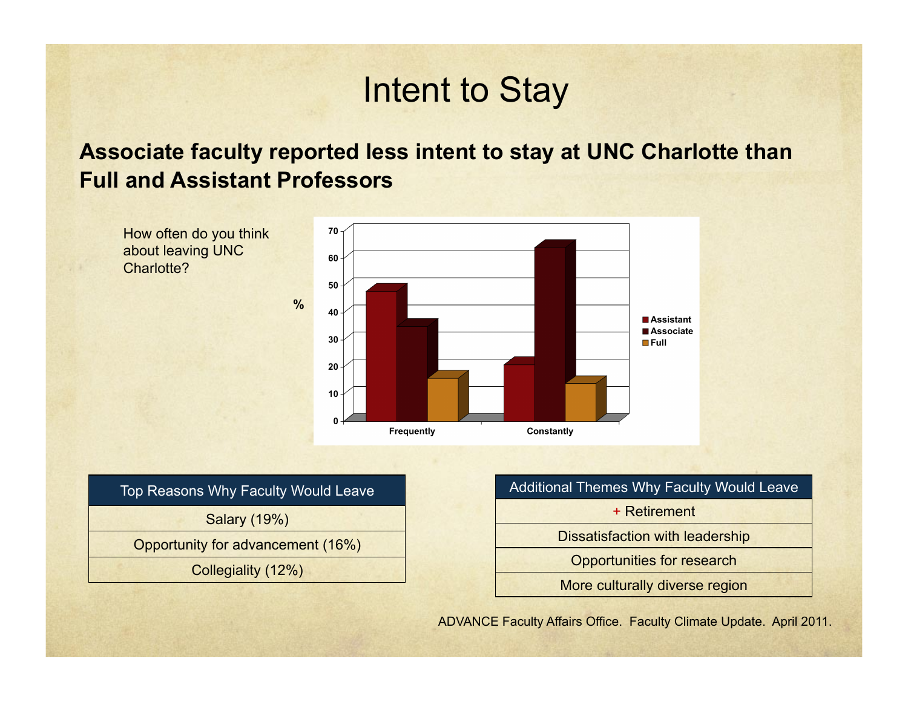# Intent to Stay

**Associate faculty reported less intent to stay at UNC Charlotte than Full and Assistant Professors**

How often do you think about leaving UNC Charlotte?

| Top Reasons Why Faculty Would Leave |
|---|
| Salary (19%) |
| Opportunity for advancement (16%) |
| Collegiality (12%) |

| Additional Themes Why Faculty Would Leave |
|---|
| + Retirement |
| Dissatisfaction with leadership |
| Opportunities for research |
| More culturally diverse region |

ADVANCE Faculty Affairs Office. Faculty Climate Update. April 2011.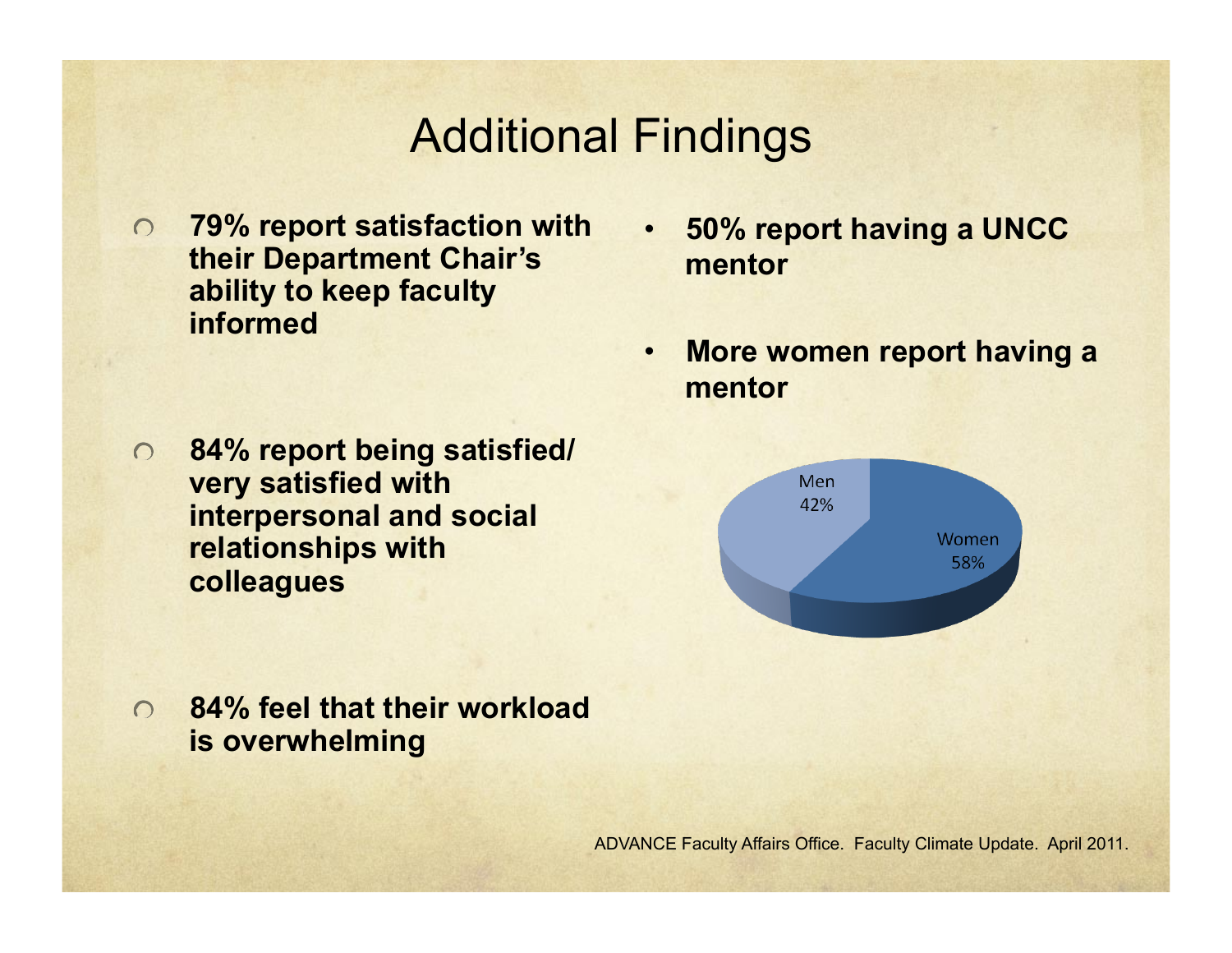# Additional Findings

- **79% report satisfaction with their Department Chair's ability to keep faculty informed**
- **84% report being satisfied/ very satisfied with interpersonal and social relationships with colleagues**
- **84% feel that their workload is overwhelming**

- **50% report having a UNCC mentor**
- **More women report having a mentor**

| Group | Percentage |
|---|---|
| Men | 42% |
| Women | 58% |

ADVANCE Faculty Affairs Office. Faculty Climate Update. April 2011.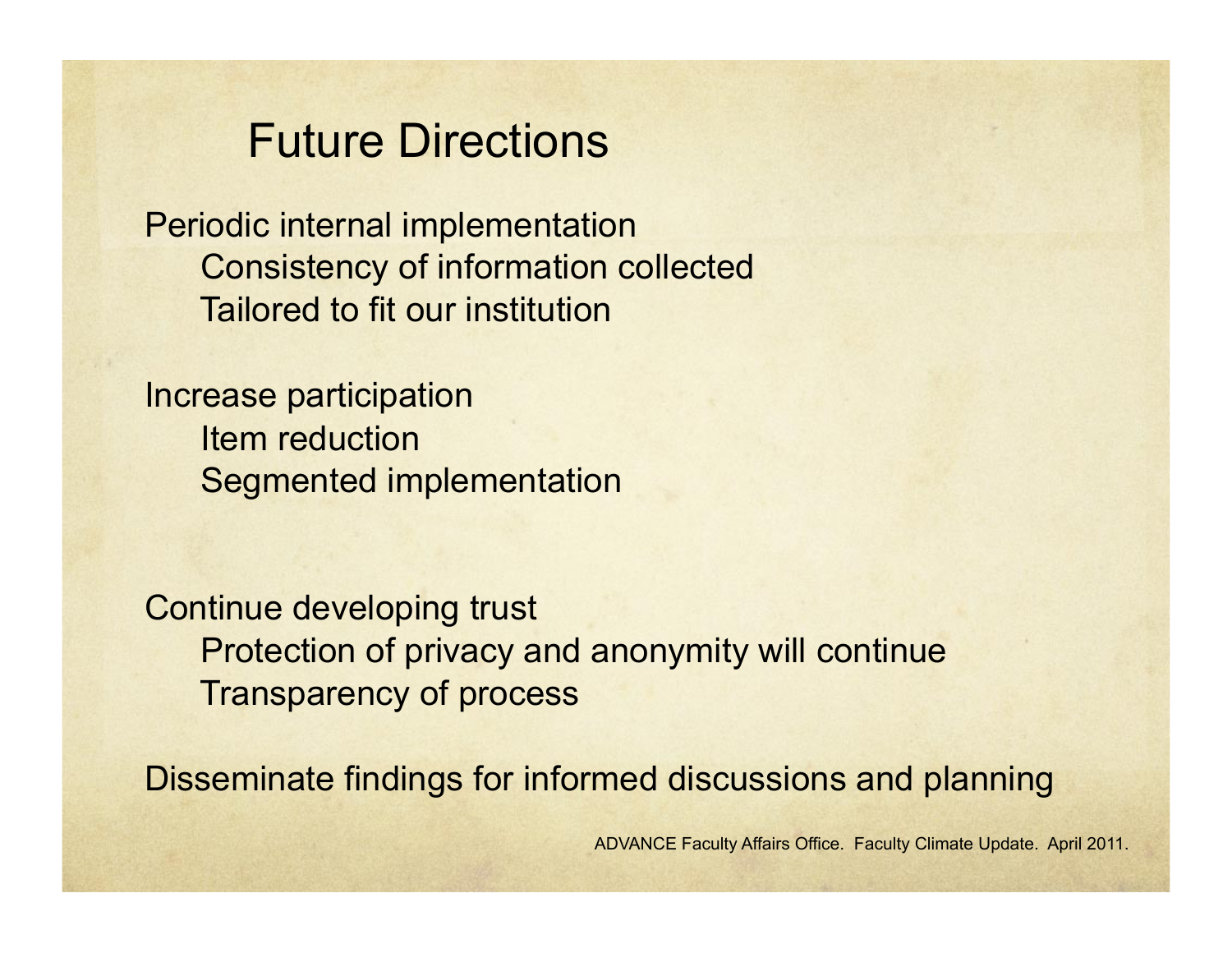# Future Directions

Periodic internal implementation
- Consistency of information collected
- Tailored to fit our institution

Increase participation
- Item reduction
- Segmented implementation

Continue developing trust
- Protection of privacy and anonymity will continue
- Transparency of process

Disseminate findings for informed discussions and planning

ADVANCE Faculty Affairs Office. Faculty Climate Update. April 2011.